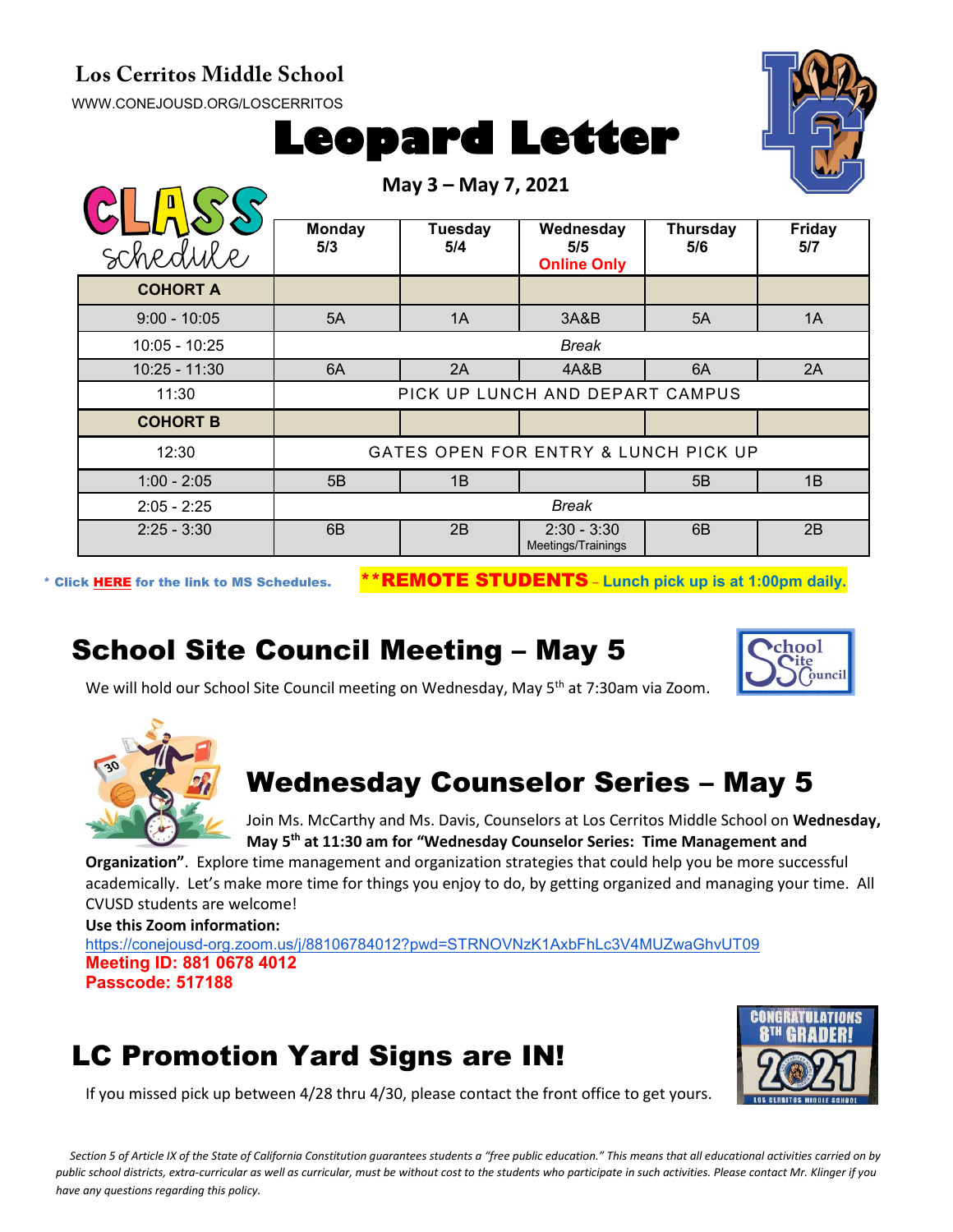**Los Cerritos Middle School**

WWW.CONEJOUSD.ORG/LOSCERRITOS

# Leopard Letter

**May 3 – May 7, 2021**

CLASS schedule

| | Monday 5/3 | Tuesday 5/4 | Wednesday 5/5 Online Only | Thursday 5/6 | Friday 5/7 |
|---|---|---|---|---|---|
| **COHORT A** | | | | | |
| 9:00 - 10:05 | 5A | 1A | 3A&B | 5A | 1A |
| 10:05 - 10:25 | *Break* | | | | |
| 10:25 - 11:30 | 6A | 2A | 4A&B | 6A | 2A |
| 11:30 | PICK UP LUNCH AND DEPART CAMPUS | | | | |
| **COHORT B** | | | | | |
| 12:30 | GATES OPEN FOR ENTRY & LUNCH PICK UP | | | | |
| 1:00 - 2:05 | 5B | 1B | | 5B | 1B |
| 2:05 - 2:25 | *Break* | | | | |
| 2:25 - 3:30 | 6B | 2B | 2:30 - 3:30 Meetings/Trainings | 6B | 2B |

\* Click **HERE** for the link to MS Schedules.

**\*\*REMOTE STUDENTS – Lunch pick up is at 1:00pm daily.**

## School Site Council Meeting – May 5

We will hold our School Site Council meeting on Wednesday, May 5th at 7:30am via Zoom.

## Wednesday Counselor Series – May 5

Join Ms. McCarthy and Ms. Davis, Counselors at Los Cerritos Middle School on **Wednesday, May 5th at 11:30 am for "Wednesday Counselor Series: Time Management and Organization"**. Explore time management and organization strategies that could help you be more successful academically. Let's make more time for things you enjoy to do, by getting organized and managing your time. All CVUSD students are welcome!

**Use this Zoom information:**

https://conejousd-org.zoom.us/j/88106784012?pwd=STRNOVNzK1AxbFhLc3V4MUZwaGhvUT09

**Meeting ID: 881 0678 4012**

**Passcode: 517188**

## LC Promotion Yard Signs are IN!

If you missed pick up between 4/28 thru 4/30, please contact the front office to get yours.

*Section 5 of Article IX of the State of California Constitution guarantees students a "free public education." This means that all educational activities carried on by public school districts, extra-curricular as well as curricular, must be without cost to the students who participate in such activities. Please contact Mr. Klinger if you have any questions regarding this policy.*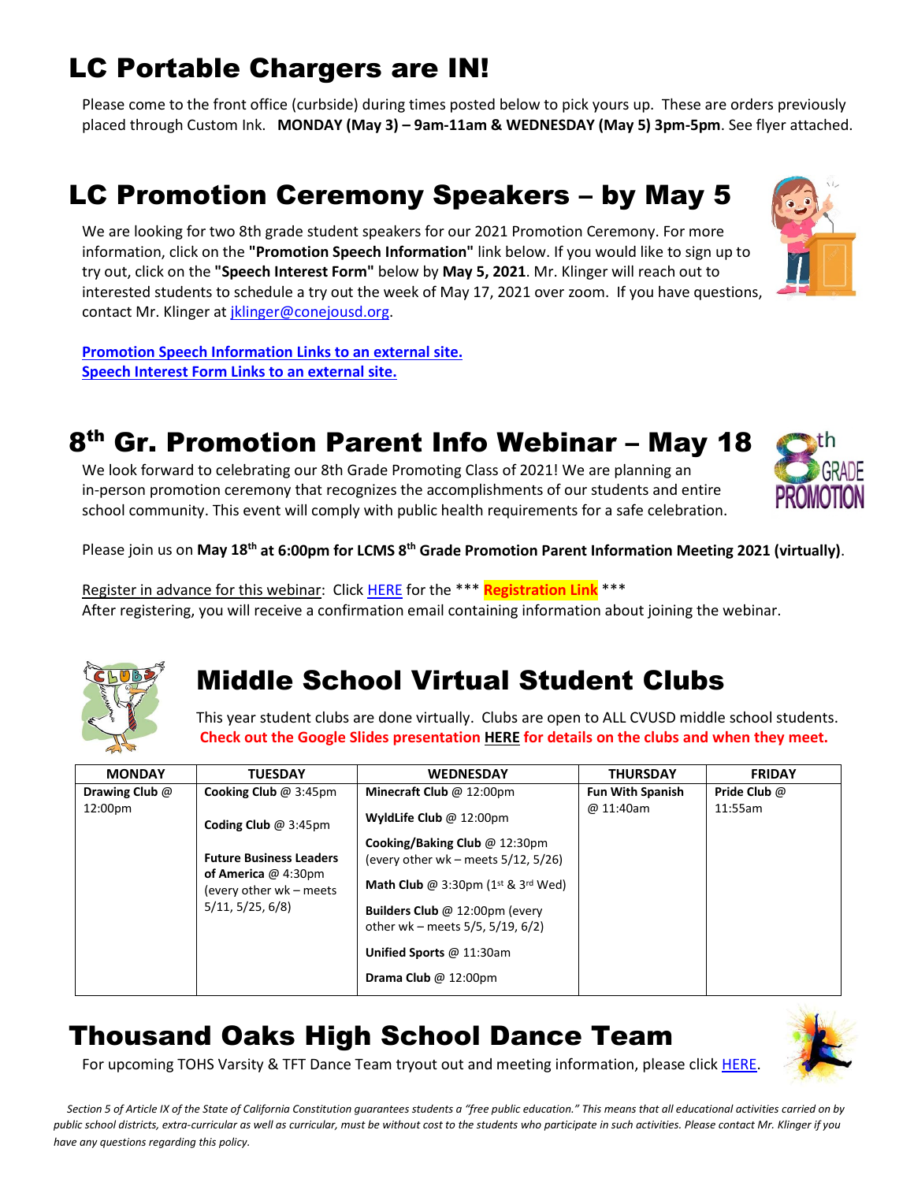# LC Portable Chargers are IN!

Please come to the front office (curbside) during times posted below to pick yours up. These are orders previously placed through Custom Ink. **MONDAY (May 3) – 9am-11am & WEDNESDAY (May 5) 3pm-5pm**. See flyer attached.

# LC Promotion Ceremony Speakers – by May 5

We are looking for two 8th grade student speakers for our 2021 Promotion Ceremony. For more information, click on the **"Promotion Speech Information"** link below. If you would like to sign up to try out, click on the **"Speech Interest Form"** below by **May 5, 2021**. Mr. Klinger will reach out to interested students to schedule a try out the week of May 17, 2021 over zoom. If you have questions, contact Mr. Klinger at jklinger@conejousd.org.

**Promotion Speech Information Links to an external site.**
**Speech Interest Form Links to an external site.**

# 8th Gr. Promotion Parent Info Webinar – May 18

We look forward to celebrating our 8th Grade Promoting Class of 2021! We are planning an in-person promotion ceremony that recognizes the accomplishments of our students and entire school community. This event will comply with public health requirements for a safe celebration.

Please join us on **May 18th at 6:00pm for LCMS 8th Grade Promotion Parent Information Meeting 2021 (virtually)**.

Register in advance for this webinar: Click HERE for the *** **Registration Link** ***
After registering, you will receive a confirmation email containing information about joining the webinar.

# Middle School Virtual Student Clubs

This year student clubs are done virtually. Clubs are open to ALL CVUSD middle school students.
**Check out the Google Slides presentation HERE for details on the clubs and when they meet.**

| MONDAY | TUESDAY | WEDNESDAY | THURSDAY | FRIDAY |
|---|---|---|---|---|
| **Drawing Club** @ 12:00pm | **Cooking Club** @ 3:45pm<br><br>**Coding Club** @ 3:45pm<br><br>**Future Business Leaders of America** @ 4:30pm (every other wk – meets 5/11, 5/25, 6/8) | **Minecraft Club** @ 12:00pm<br><br>**WyldLife Club** @ 12:00pm<br><br>**Cooking/Baking Club** @ 12:30pm (every other wk – meets 5/12, 5/26)<br><br>**Math Club** @ 3:30pm (1st & 3rd Wed)<br><br>**Builders Club** @ 12:00pm (every other wk – meets 5/5, 5/19, 6/2)<br><br>**Unified Sports** @ 11:30am<br><br>**Drama Club** @ 12:00pm | **Fun With Spanish** @ 11:40am | **Pride Club** @ 11:55am |

# Thousand Oaks High School Dance Team

For upcoming TOHS Varsity & TFT Dance Team tryout and meeting information, please click HERE.

*Section 5 of Article IX of the State of California Constitution guarantees students a "free public education." This means that all educational activities carried on by public school districts, extra-curricular as well as curricular, must be without cost to the students who participate in such activities. Please contact Mr. Klinger if you have any questions regarding this policy.*